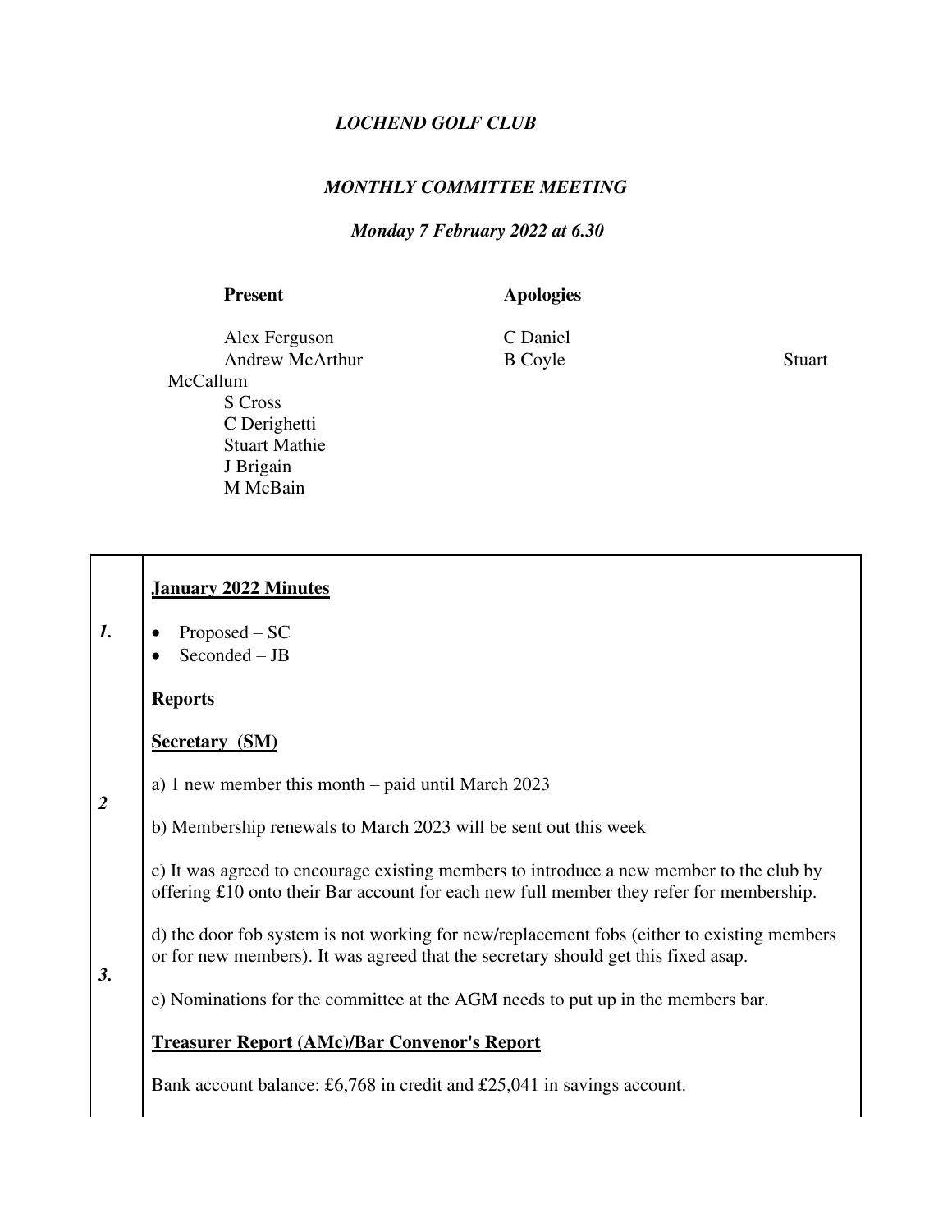*LOCHEND GOLF CLUB*

*MONTHLY COMMITTEE MEETING*

*Monday 7 February 2022 at 6.30*

| Present | Apologies |
|---|---|
| Alex Ferguson | C Daniel |
| Andrew McArthur | B Coyle |
| S Cross | Stuart McCallum |
| C Derighetti | |
| Stuart Mathie | |
| J Brigain | |
| M McBain | |

| | |
|---|---|
| *1.* | **January 2022 Minutes**<br>• Proposed – SC<br>• Seconded – JB |
| | **Reports** |
| *2* | **Secretary (SM)**<br>a) 1 new member this month – paid until March 2023<br>b) Membership renewals to March 2023 will be sent out this week<br>c) It was agreed to encourage existing members to introduce a new member to the club by offering £10 onto their Bar account for each new full member they refer for membership.<br>d) the door fob system is not working for new/replacement fobs (either to existing members or for new members). It was agreed that the secretary should get this fixed asap.<br>e) Nominations for the committee at the AGM needs to put up in the members bar. |
| *3.* | **Treasurer Report (AMc)/Bar Convenor's Report**<br>Bank account balance: £6,768 in credit and £25,041 in savings account. |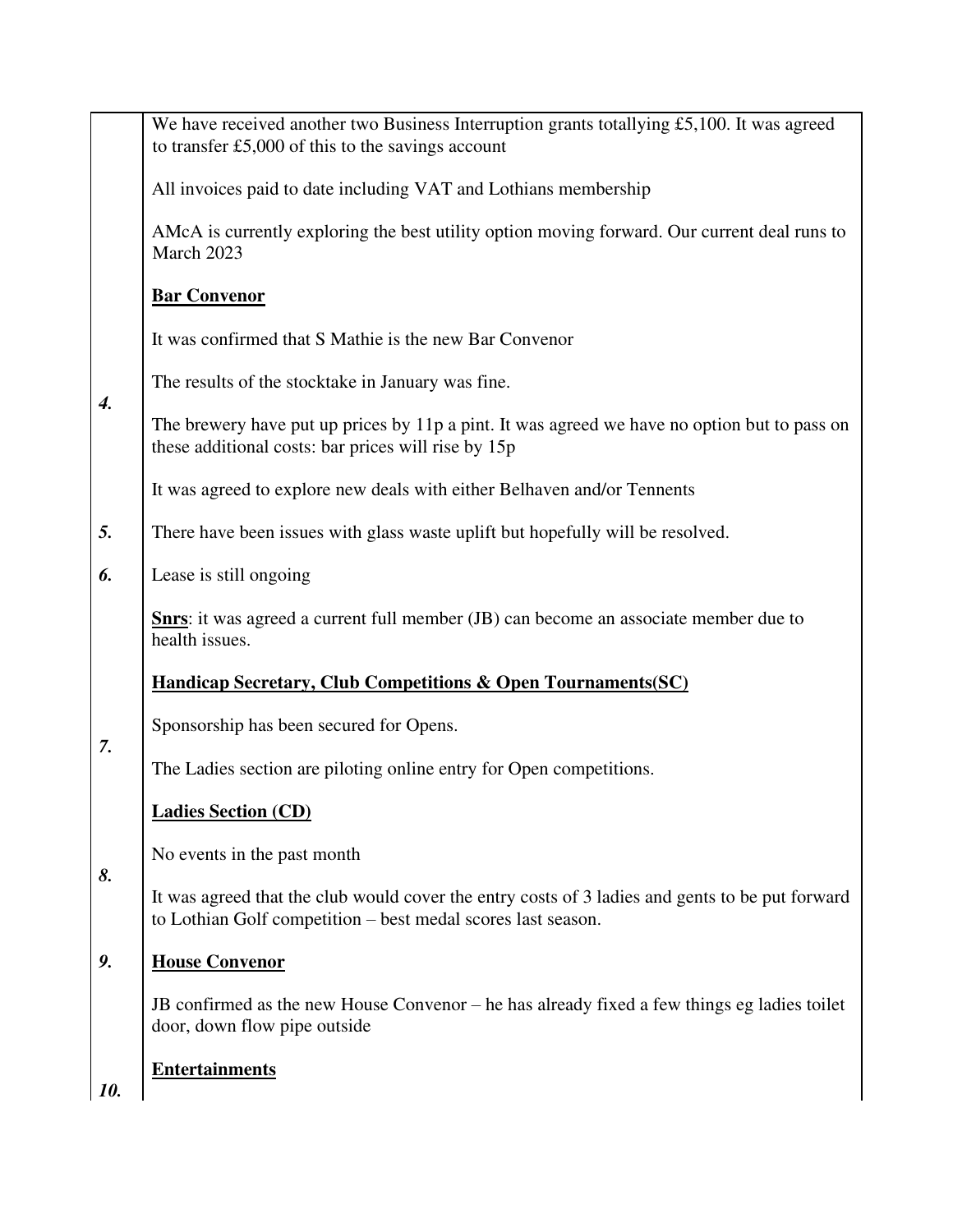| | |
|---|---|
| | We have received another two Business Interruption grants totalling £5,100. It was agreed to transfer £5,000 of this to the savings account<br><br>All invoices paid to date including VAT and Lothians membership<br><br>AMcA is currently exploring the best utility option moving forward. Our current deal runs to March 2023 |
| ***4.*** | **<u>Bar Convenor</u>**<br><br>It was confirmed that S Mathie is the new Bar Convenor<br><br>The results of the stocktake in January was fine.<br><br>The brewery have put up prices by 11p a pint. It was agreed we have no option but to pass on these additional costs: bar prices will rise by 15p<br><br>It was agreed to explore new deals with either Belhaven and/or Tennents |
| ***5.*** | There have been issues with glass waste uplift but hopefully will be resolved. |
| ***6.*** | Lease is still ongoing<br><br>**<u>Snrs</u>**: it was agreed a current full member (JB) can become an associate member due to health issues. |
| ***7.*** | **<u>Handicap Secretary, Club Competitions & Open Tournaments(SC)</u>**<br><br>Sponsorship has been secured for Opens.<br><br>The Ladies section are piloting online entry for Open competitions. |
| ***8.*** | **<u>Ladies Section (CD)</u>**<br><br>No events in the past month<br><br>It was agreed that the club would cover the entry costs of 3 ladies and gents to be put forward to Lothian Golf competition – best medal scores last season. |
| ***9.*** | **<u>House Convenor</u>**<br><br>JB confirmed as the new House Convenor – he has already fixed a few things eg ladies toilet door, down flow pipe outside |
| ***10.*** | **<u>Entertainments</u>** |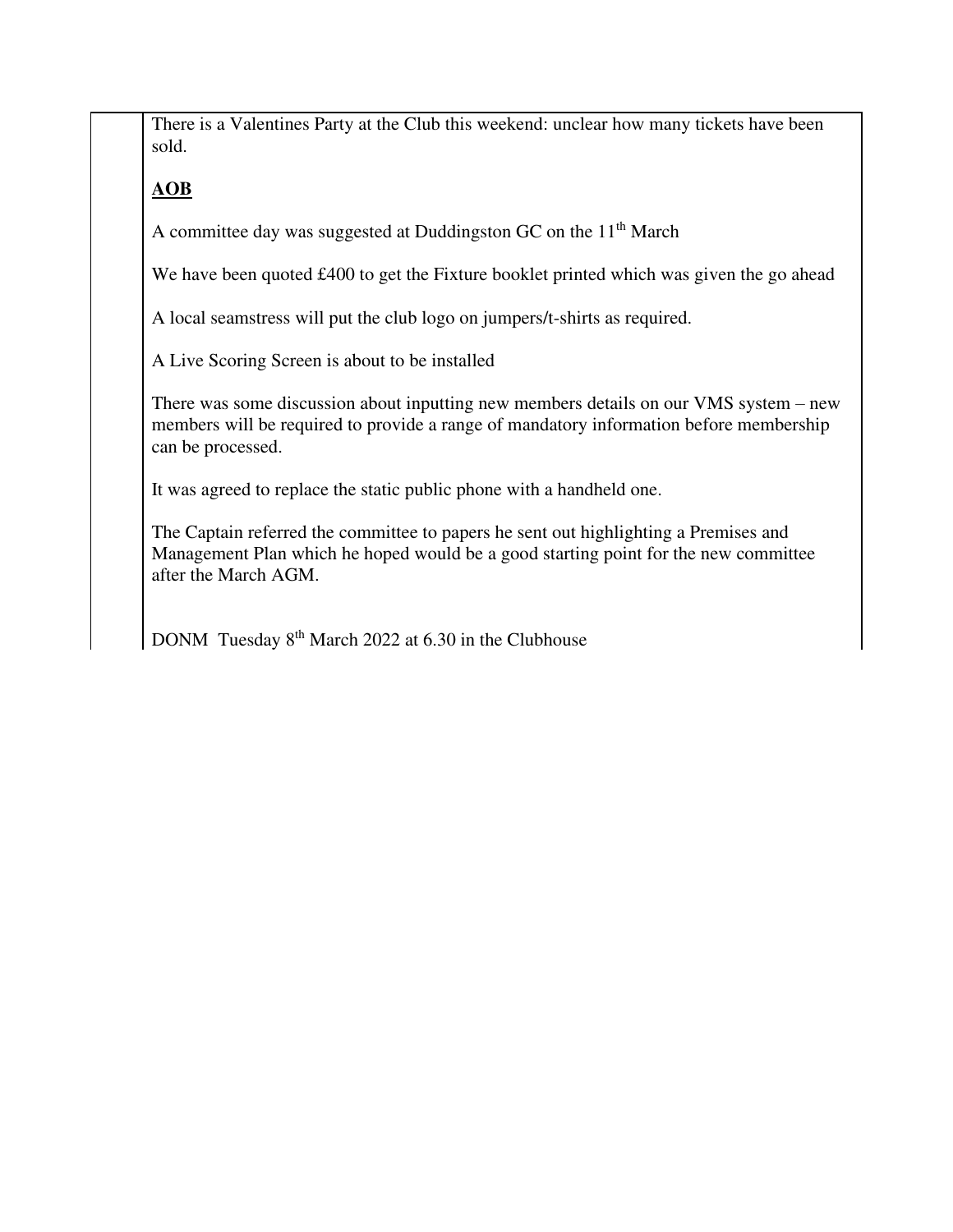There is a Valentines Party at the Club this weekend: unclear how many tickets have been sold.

**AOB**

A committee day was suggested at Duddingston GC on the 11th March

We have been quoted £400 to get the Fixture booklet printed which was given the go ahead

A local seamstress will put the club logo on jumpers/t-shirts as required.

A Live Scoring Screen is about to be installed

There was some discussion about inputting new members details on our VMS system – new members will be required to provide a range of mandatory information before membership can be processed.

It was agreed to replace the static public phone with a handheld one.

The Captain referred the committee to papers he sent out highlighting a Premises and Management Plan which he hoped would be a good starting point for the new committee after the March AGM.

DONM Tuesday 8th March 2022 at 6.30 in the Clubhouse